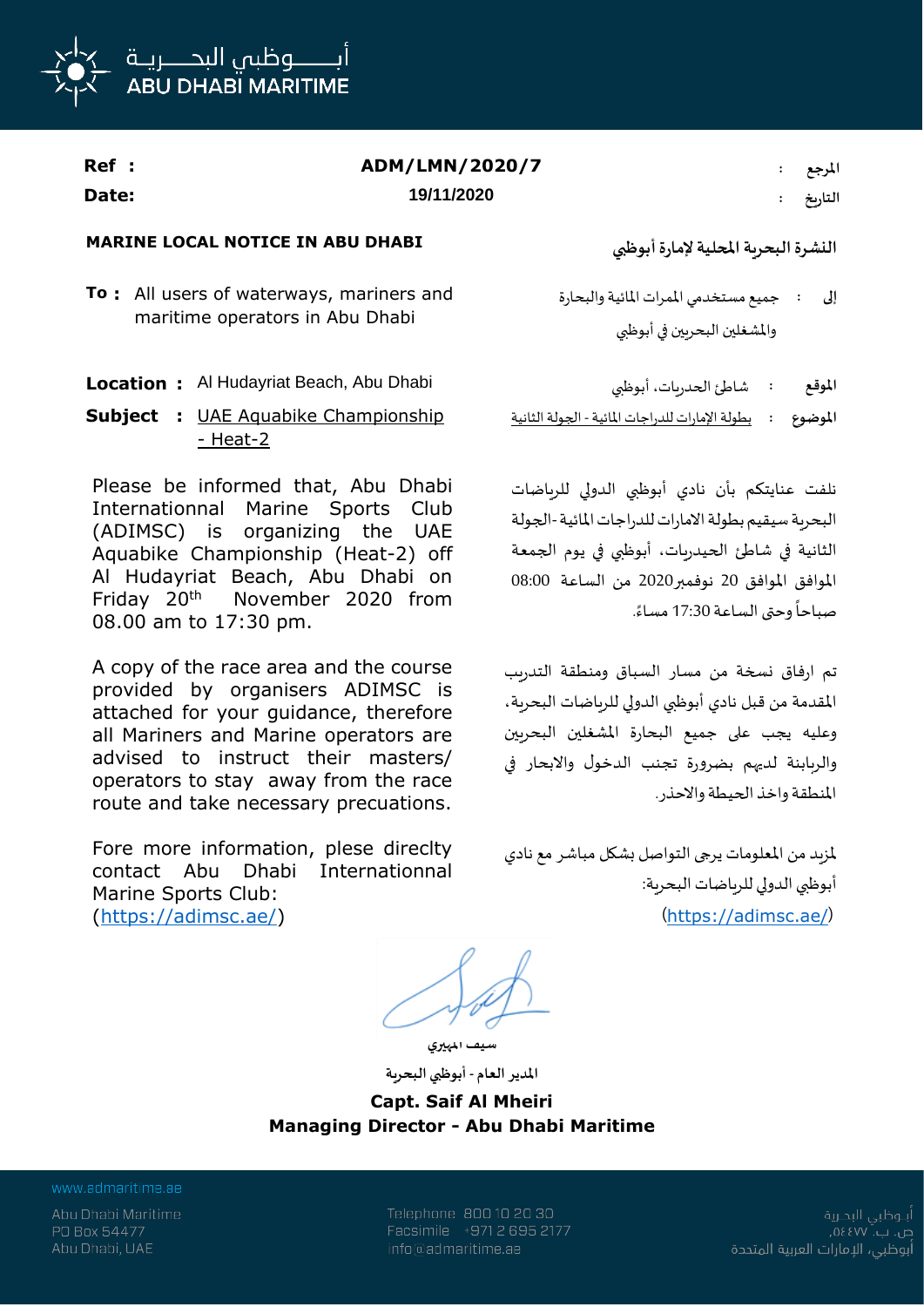أبـــــوظبي البحـــريـة
ABU DHABI MARITIME

**Ref :** ADM/LMN/2020/7 — المرجع :

**Date:** 19/11/2020 — التاريخ :

## MARINE LOCAL NOTICE IN ABU DHABI

## النشرة البحرية المحلية لإمارة أبوظبي

**To :** All users of waterways, mariners and maritime operators in Abu Dhabi

إلى : جميع مستخدمي الممرات المائية والبحارة والمشغلين البحريين في أبوظبي

**Location :** Al Hudayriat Beach, Abu Dhabi

الموقع : شاطئ الحدريات، أبوظبي

**Subject :** UAE Aquabike Championship - Heat-2

الموضوع : بطولة الإمارات للدراجات المائية - الجولة الثانية

Please be informed that, Abu Dhabi Internationnal Marine Sports Club (ADIMSC) is organizing the UAE Aquabike Championship (Heat-2) off Al Hudayriat Beach, Abu Dhabi on Friday 20th November 2020 from 08.00 am to 17:30 pm.

نلفت عنايتكم بأن نادي أبوظبي الدولي للرياضات البحرية سيقيم بطولة الامارات للدراجات المائية-الجولة الثانية في شاطئ الحيدريات، أبوظبي في يوم الجمعة الموافق الموافق 20 نوفمبر2020 من الساعة 08:00 صباحاً وحتى الساعة 17:30 مساءً.

A copy of the race area and the course provided by organisers ADIMSC is attached for your guidance, therefore all Mariners and Marine operators are advised to instruct their masters/ operators to stay away from the race route and take necessary precuations.

تم ارفاق نسخة من مسار السباق ومنطقة التدريب المقدمة من قبل نادي أبوظبي الدولي للرياضات البحرية، وعليه يجب على جميع البحارة المشغلين البحريين والربابنة لديهم بضرورة تجنب الدخول والابحار في المنطقة واخذ الحيطة والاحذر.

Fore more information, plese direclty contact Abu Dhabi Internationnal Marine Sports Club: (https://adimsc.ae/)

لمزيد من المعلومات يرجى التواصل بشكل مباشر مع نادي أبوظبي الدولي للرياضات البحرية: (https://adimsc.ae/)

سيف المهيري

المدير العام - أبوظبي البحرية

**Capt. Saif Al Mheiri**
**Managing Director - Abu Dhabi Maritime**

www.admaritime.ae

Abu Dhabi Maritime
PO Box 54477
Abu Dhabi, UAE

Telephone 800 10 20 30
Facsimile +971 2 695 2177
info@admaritime.ae

أبوظبي البحرية
ص. ب. ٥٤٤٧٧
أبوظبي، الإمارات العربية المتحدة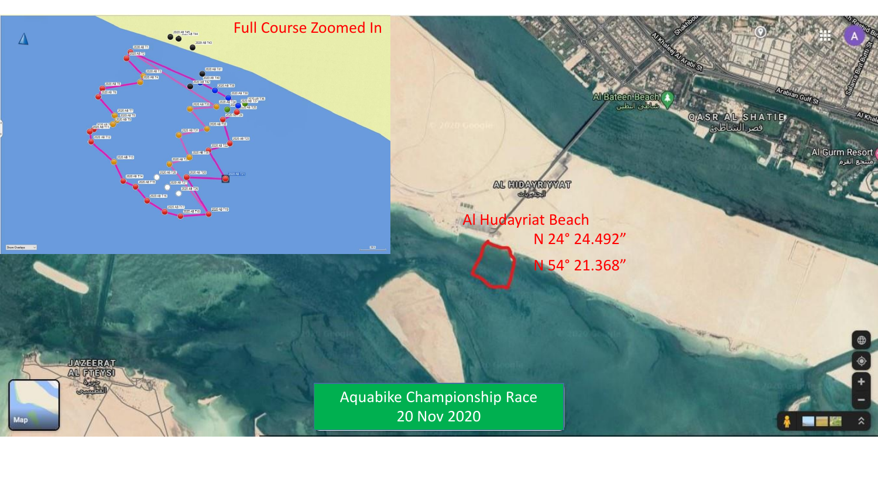Full Course Zoomed In

Al Hudayriat Beach

N 24° 24.492”

N 54° 21.368”

Aquabike Championship Race
20 Nov 2020